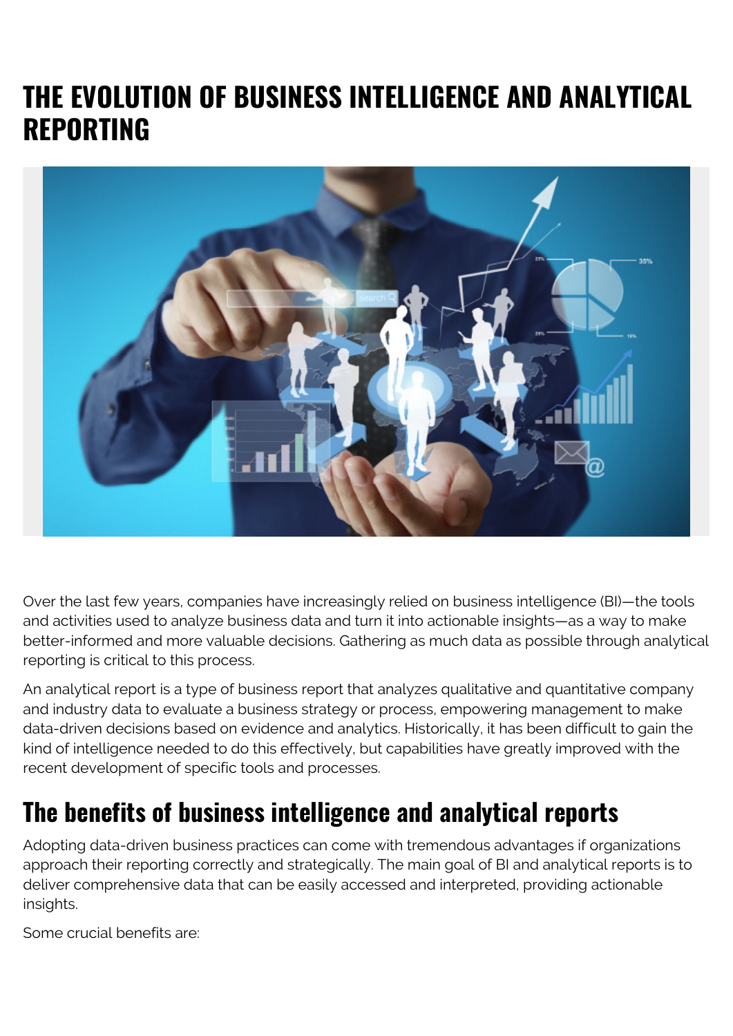# THE EVOLUTION OF BUSINESS INTELLIGENCE AND ANALYTICAL REPORTING

Over the last few years, companies have increasingly relied on business intelligence (BI)—the tools and activities used to analyze business data and turn it into actionable insights—as a way to make better-informed and more valuable decisions. Gathering as much data as possible through analytical reporting is critical to this process.

An analytical report is a type of business report that analyzes qualitative and quantitative company and industry data to evaluate a business strategy or process, empowering management to make data-driven decisions based on evidence and analytics. Historically, it has been difficult to gain the kind of intelligence needed to do this effectively, but capabilities have greatly improved with the recent development of specific tools and processes.

## The benefits of business intelligence and analytical reports

Adopting data-driven business practices can come with tremendous advantages if organizations approach their reporting correctly and strategically. The main goal of BI and analytical reports is to deliver comprehensive data that can be easily accessed and interpreted, providing actionable insights.

Some crucial benefits are: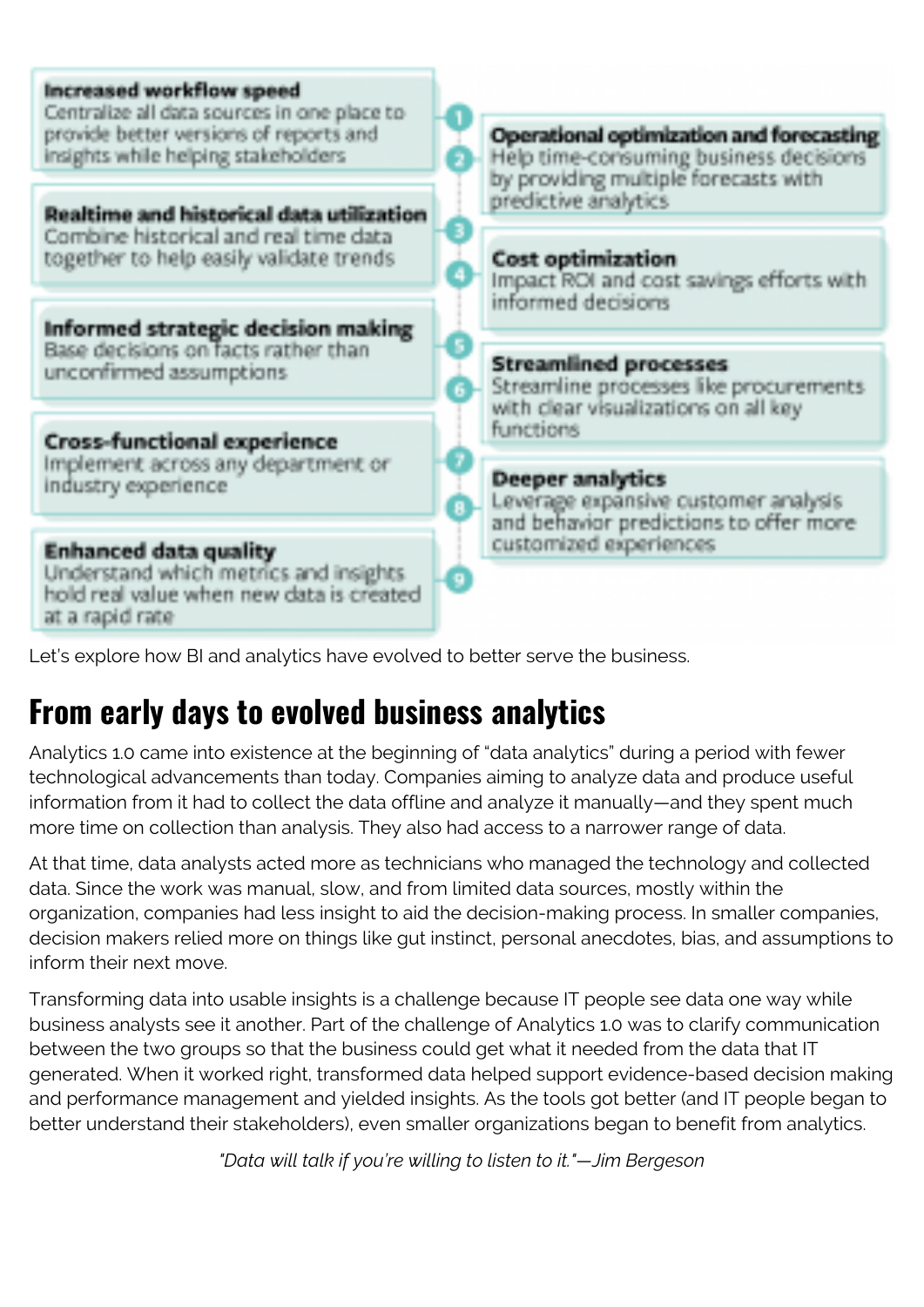1. **Increased workflow speed**
   Centralize all data sources in one place to provide better versions of reports and insights while helping stakeholders

2. **Operational optimization and forecasting**
   Help time-consuming business decisions by providing multiple forecasts with predictive analytics

3. **Realtime and historical data utilization**
   Combine historical and real time data together to help easily validate trends

4. **Cost optimization**
   Impact ROI and cost savings efforts with informed decisions

5. **Informed strategic decision making**
   Base decisions on facts rather than unconfirmed assumptions

6. **Streamlined processes**
   Streamline processes like procurements with clear visualizations on all key functions

7. **Cross-functional experience**
   Implement across any department or industry experience

8. **Deeper analytics**
   Leverage expansive customer analysis and behavior predictions to offer more customized experiences

9. **Enhanced data quality**
   Understand which metrics and insights hold real value when new data is created at a rapid rate

Let's explore how BI and analytics have evolved to better serve the business.

## From early days to evolved business analytics

Analytics 1.0 came into existence at the beginning of "data analytics" during a period with fewer technological advancements than today. Companies aiming to analyze data and produce useful information from it had to collect the data offline and analyze it manually—and they spent much more time on collection than analysis. They also had access to a narrower range of data.

At that time, data analysts acted more as technicians who managed the technology and collected data. Since the work was manual, slow, and from limited data sources, mostly within the organization, companies had less insight to aid the decision-making process. In smaller companies, decision makers relied more on things like gut instinct, personal anecdotes, bias, and assumptions to inform their next move.

Transforming data into usable insights is a challenge because IT people see data one way while business analysts see it another. Part of the challenge of Analytics 1.0 was to clarify communication between the two groups so that the business could get what it needed from the data that IT generated. When it worked right, transformed data helped support evidence-based decision making and performance management and yielded insights. As the tools got better (and IT people began to better understand their stakeholders), even smaller organizations began to benefit from analytics.

*"Data will talk if you're willing to listen to it."—Jim Bergeson*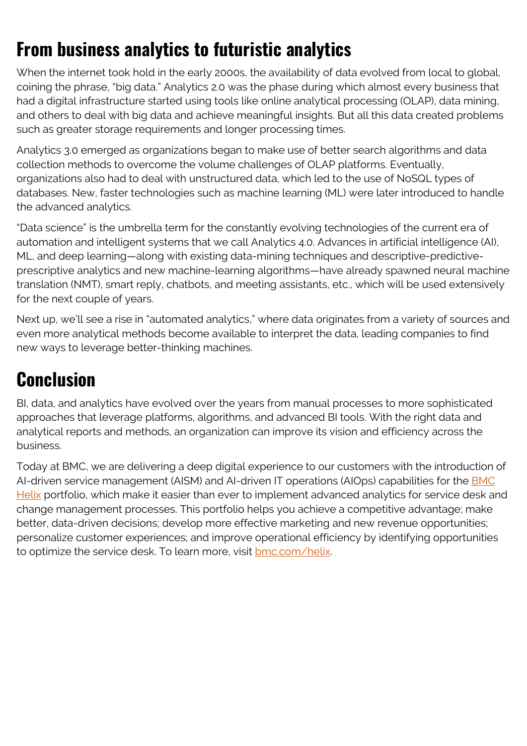## From business analytics to futuristic analytics

When the internet took hold in the early 2000s, the availability of data evolved from local to global, coining the phrase, "big data." Analytics 2.0 was the phase during which almost every business that had a digital infrastructure started using tools like online analytical processing (OLAP), data mining, and others to deal with big data and achieve meaningful insights. But all this data created problems such as greater storage requirements and longer processing times.

Analytics 3.0 emerged as organizations began to make use of better search algorithms and data collection methods to overcome the volume challenges of OLAP platforms. Eventually, organizations also had to deal with unstructured data, which led to the use of NoSQL types of databases. New, faster technologies such as machine learning (ML) were later introduced to handle the advanced analytics.

"Data science" is the umbrella term for the constantly evolving technologies of the current era of automation and intelligent systems that we call Analytics 4.0. Advances in artificial intelligence (AI), ML, and deep learning—along with existing data-mining techniques and descriptive-predictive-prescriptive analytics and new machine-learning algorithms—have already spawned neural machine translation (NMT), smart reply, chatbots, and meeting assistants, etc., which will be used extensively for the next couple of years.

Next up, we'll see a rise in "automated analytics," where data originates from a variety of sources and even more analytical methods become available to interpret the data, leading companies to find new ways to leverage better-thinking machines.

## Conclusion

BI, data, and analytics have evolved over the years from manual processes to more sophisticated approaches that leverage platforms, algorithms, and advanced BI tools. With the right data and analytical reports and methods, an organization can improve its vision and efficiency across the business.

Today at BMC, we are delivering a deep digital experience to our customers with the introduction of AI-driven service management (AISM) and AI-driven IT operations (AIOps) capabilities for the [BMC Helix](bmc.com/helix) portfolio, which make it easier than ever to implement advanced analytics for service desk and change management processes. This portfolio helps you achieve a competitive advantage; make better, data-driven decisions; develop more effective marketing and new revenue opportunities; personalize customer experiences; and improve operational efficiency by identifying opportunities to optimize the service desk. To learn more, visit [bmc.com/helix](bmc.com/helix).